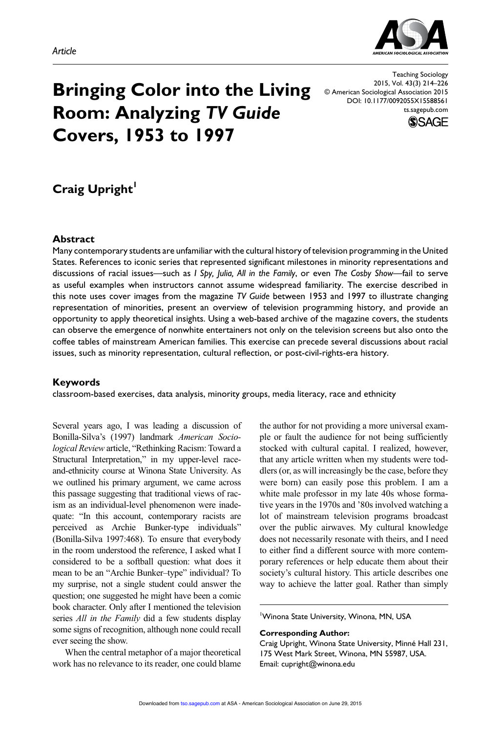*Article*

# Bringing Color into the Living Room: Analyzing *TV Guide* Covers, 1953 to 1997

Teaching Sociology
2015, Vol. 43(3) 214–226
© American Sociological Association 2015
DOI: 10.1177/0092055X15588561
ts.sagepub.com

**Craig Upright[1]**

## Abstract

Many contemporary students are unfamiliar with the cultural history of television programming in the United States. References to iconic series that represented significant milestones in minority representations and discussions of racial issues—such as *I Spy, Julia, All in the Family*, or even *The Cosby Show*—fail to serve as useful examples when instructors cannot assume widespread familiarity. The exercise described in this note uses cover images from the magazine *TV Guide* between 1953 and 1997 to illustrate changing representation of minorities, present an overview of television programming history, and provide an opportunity to apply theoretical insights. Using a web-based archive of the magazine covers, the students can observe the emergence of nonwhite entertainers not only on the television screens but also onto the coffee tables of mainstream American families. This exercise can precede several discussions about racial issues, such as minority representation, cultural reflection, or post-civil-rights-era history.

## Keywords

classroom-based exercises, data analysis, minority groups, media literacy, race and ethnicity

Several years ago, I was leading a discussion of Bonilla-Silva's (1997) landmark *American Sociological Review* article, "Rethinking Racism: Toward a Structural Interpretation," in my upper-level race-and-ethnicity course at Winona State University. As we outlined his primary argument, we came across this passage suggesting that traditional views of racism as an individual-level phenomenon were inadequate: "In this account, contemporary racists are perceived as Archie Bunker-type individuals" (Bonilla-Silva 1997:468). To ensure that everybody in the room understood the reference, I asked what I considered to be a softball question: what does it mean to be an "Archie Bunker–type" individual? To my surprise, not a single student could answer the question; one suggested he might have been a comic book character. Only after I mentioned the television series *All in the Family* did a few students display some signs of recognition, although none could recall ever seeing the show.

When the central metaphor of a major theoretical work has no relevance to its reader, one could blame the author for not providing a more universal example or fault the audience for not being sufficiently stocked with cultural capital. I realized, however, that any article written when my students were toddlers (or, as will increasingly be the case, before they were born) can easily pose this problem. I am a white male professor in my late 40s whose formative years in the 1970s and '80s involved watching a lot of mainstream television programs broadcast over the public airwaves. My cultural knowledge does not necessarily resonate with theirs, and I need to either find a different source with more contemporary references or help educate them about their society's cultural history. This article describes one way to achieve the latter goal. Rather than simply

[1]Winona State University, Winona, MN, USA

**Corresponding Author:**
Craig Upright, Winona State University, Minné Hall 231, 175 West Mark Street, Winona, MN 55987, USA.
Email: cupright@winona.edu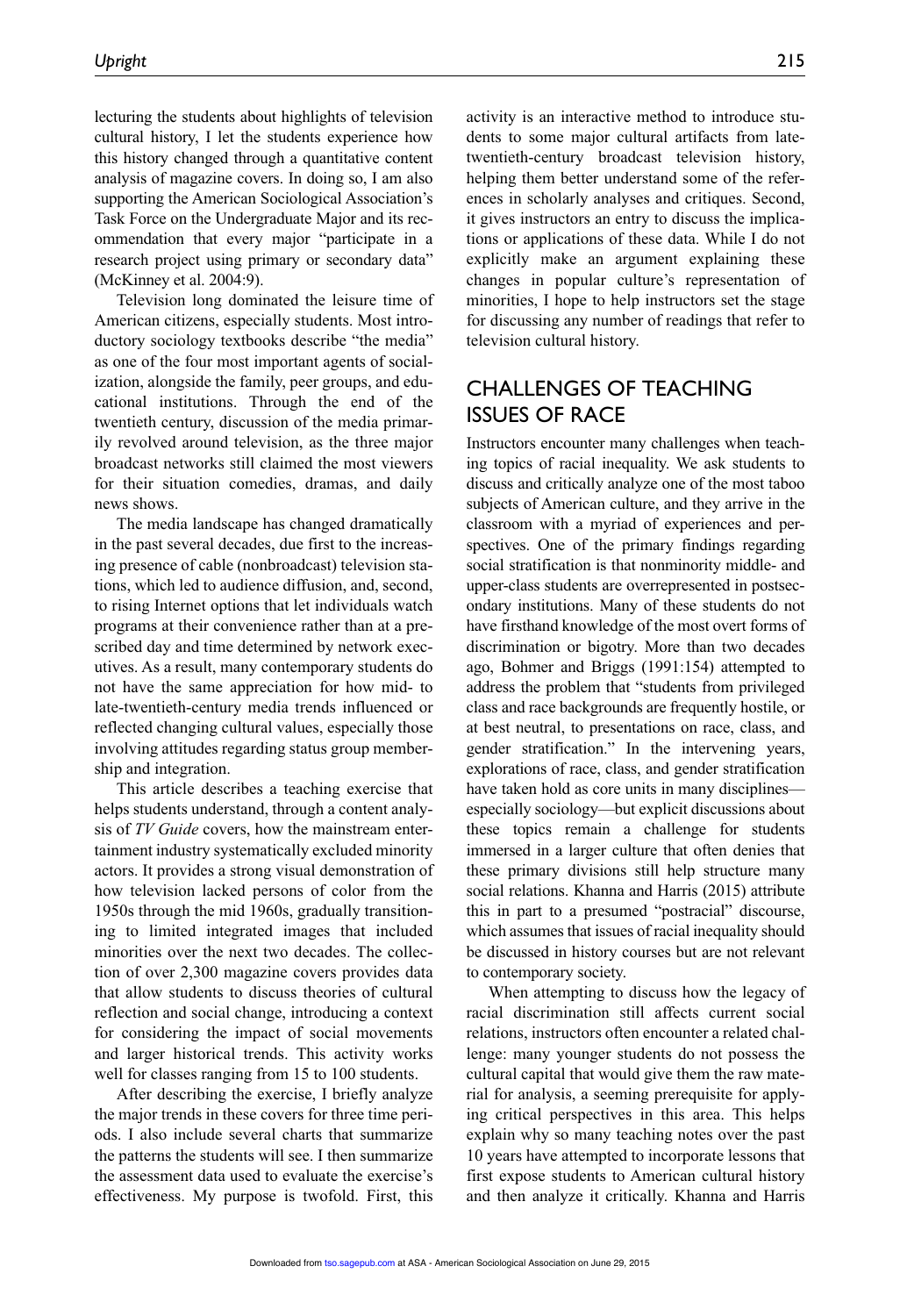lecturing the students about highlights of television cultural history, I let the students experience how this history changed through a quantitative content analysis of magazine covers. In doing so, I am also supporting the American Sociological Association's Task Force on the Undergraduate Major and its recommendation that every major "participate in a research project using primary or secondary data" (McKinney et al. 2004:9).

Television long dominated the leisure time of American citizens, especially students. Most introductory sociology textbooks describe "the media" as one of the four most important agents of socialization, alongside the family, peer groups, and educational institutions. Through the end of the twentieth century, discussion of the media primarily revolved around television, as the three major broadcast networks still claimed the most viewers for their situation comedies, dramas, and daily news shows.

The media landscape has changed dramatically in the past several decades, due first to the increasing presence of cable (nonbroadcast) television stations, which led to audience diffusion, and, second, to rising Internet options that let individuals watch programs at their convenience rather than at a prescribed day and time determined by network executives. As a result, many contemporary students do not have the same appreciation for how mid- to late-twentieth-century media trends influenced or reflected changing cultural values, especially those involving attitudes regarding status group membership and integration.

This article describes a teaching exercise that helps students understand, through a content analysis of *TV Guide* covers, how the mainstream entertainment industry systematically excluded minority actors. It provides a strong visual demonstration of how television lacked persons of color from the 1950s through the mid 1960s, gradually transitioning to limited integrated images that included minorities over the next two decades. The collection of over 2,300 magazine covers provides data that allow students to discuss theories of cultural reflection and social change, introducing a context for considering the impact of social movements and larger historical trends. This activity works well for classes ranging from 15 to 100 students.

After describing the exercise, I briefly analyze the major trends in these covers for three time periods. I also include several charts that summarize the patterns the students will see. I then summarize the assessment data used to evaluate the exercise's effectiveness. My purpose is twofold. First, this activity is an interactive method to introduce students to some major cultural artifacts from late-twentieth-century broadcast television history, helping them better understand some of the references in scholarly analyses and critiques. Second, it gives instructors an entry to discuss the implications or applications of these data. While I do not explicitly make an argument explaining these changes in popular culture's representation of minorities, I hope to help instructors set the stage for discussing any number of readings that refer to television cultural history.

## CHALLENGES OF TEACHING ISSUES OF RACE

Instructors encounter many challenges when teaching topics of racial inequality. We ask students to discuss and critically analyze one of the most taboo subjects of American culture, and they arrive in the classroom with a myriad of experiences and perspectives. One of the primary findings regarding social stratification is that nonminority middle- and upper-class students are overrepresented in postsecondary institutions. Many of these students do not have firsthand knowledge of the most overt forms of discrimination or bigotry. More than two decades ago, Bohmer and Briggs (1991:154) attempted to address the problem that "students from privileged class and race backgrounds are frequently hostile, or at best neutral, to presentations on race, class, and gender stratification." In the intervening years, explorations of race, class, and gender stratification have taken hold as core units in many disciplines—especially sociology—but explicit discussions about these topics remain a challenge for students immersed in a larger culture that often denies that these primary divisions still help structure many social relations. Khanna and Harris (2015) attribute this in part to a presumed "postracial" discourse, which assumes that issues of racial inequality should be discussed in history courses but are not relevant to contemporary society.

When attempting to discuss how the legacy of racial discrimination still affects current social relations, instructors often encounter a related challenge: many younger students do not possess the cultural capital that would give them the raw material for analysis, a seeming prerequisite for applying critical perspectives in this area. This helps explain why so many teaching notes over the past 10 years have attempted to incorporate lessons that first expose students to American cultural history and then analyze it critically. Khanna and Harris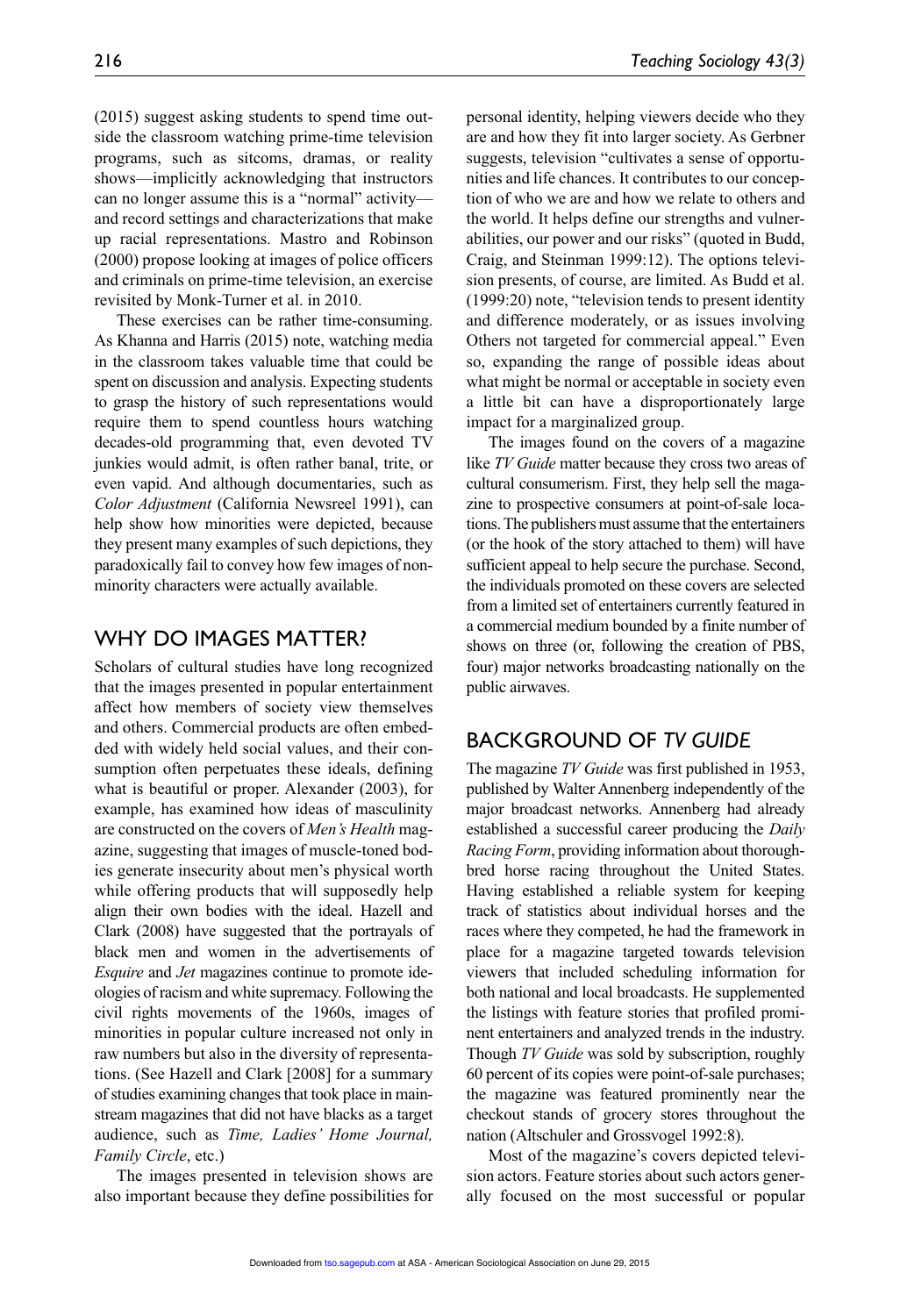(2015) suggest asking students to spend time outside the classroom watching prime-time television programs, such as sitcoms, dramas, or reality shows—implicitly acknowledging that instructors can no longer assume this is a "normal" activity—and record settings and characterizations that make up racial representations. Mastro and Robinson (2000) propose looking at images of police officers and criminals on prime-time television, an exercise revisited by Monk-Turner et al. in 2010.

These exercises can be rather time-consuming. As Khanna and Harris (2015) note, watching media in the classroom takes valuable time that could be spent on discussion and analysis. Expecting students to grasp the history of such representations would require them to spend countless hours watching decades-old programming that, even devoted TV junkies would admit, is often rather banal, trite, or even vapid. And although documentaries, such as *Color Adjustment* (California Newsreel 1991), can help show how minorities were depicted, because they present many examples of such depictions, they paradoxically fail to convey how few images of nonminority characters were actually available.

## WHY DO IMAGES MATTER?

Scholars of cultural studies have long recognized that the images presented in popular entertainment affect how members of society view themselves and others. Commercial products are often embedded with widely held social values, and their consumption often perpetuates these ideals, defining what is beautiful or proper. Alexander (2003), for example, has examined how ideas of masculinity are constructed on the covers of *Men's Health* magazine, suggesting that images of muscle-toned bodies generate insecurity about men's physical worth while offering products that will supposedly help align their own bodies with the ideal. Hazell and Clark (2008) have suggested that the portrayals of black men and women in the advertisements of *Esquire* and *Jet* magazines continue to promote ideologies of racism and white supremacy. Following the civil rights movements of the 1960s, images of minorities in popular culture increased not only in raw numbers but also in the diversity of representations. (See Hazell and Clark [2008] for a summary of studies examining changes that took place in mainstream magazines that did not have blacks as a target audience, such as *Time, Ladies' Home Journal, Family Circle*, etc.)

The images presented in television shows are also important because they define possibilities for personal identity, helping viewers decide who they are and how they fit into larger society. As Gerbner suggests, television "cultivates a sense of opportunities and life chances. It contributes to our conception of who we are and how we relate to others and the world. It helps define our strengths and vulnerabilities, our power and our risks" (quoted in Budd, Craig, and Steinman 1999:12). The options television presents, of course, are limited. As Budd et al. (1999:20) note, "television tends to present identity and difference moderately, or as issues involving Others not targeted for commercial appeal." Even so, expanding the range of possible ideas about what might be normal or acceptable in society even a little bit can have a disproportionately large impact for a marginalized group.

The images found on the covers of a magazine like *TV Guide* matter because they cross two areas of cultural consumerism. First, they help sell the magazine to prospective consumers at point-of-sale locations. The publishers must assume that the entertainers (or the hook of the story attached to them) will have sufficient appeal to help secure the purchase. Second, the individuals promoted on these covers are selected from a limited set of entertainers currently featured in a commercial medium bounded by a finite number of shows on three (or, following the creation of PBS, four) major networks broadcasting nationally on the public airwaves.

## BACKGROUND OF *TV GUIDE*

The magazine *TV Guide* was first published in 1953, published by Walter Annenberg independently of the major broadcast networks. Annenberg had already established a successful career producing the *Daily Racing Form*, providing information about thoroughbred horse racing throughout the United States. Having established a reliable system for keeping track of statistics about individual horses and the races where they competed, he had the framework in place for a magazine targeted towards television viewers that included scheduling information for both national and local broadcasts. He supplemented the listings with feature stories that profiled prominent entertainers and analyzed trends in the industry. Though *TV Guide* was sold by subscription, roughly 60 percent of its copies were point-of-sale purchases; the magazine was featured prominently near the checkout stands of grocery stores throughout the nation (Altschuler and Grossvogel 1992:8).

Most of the magazine's covers depicted television actors. Feature stories about such actors generally focused on the most successful or popular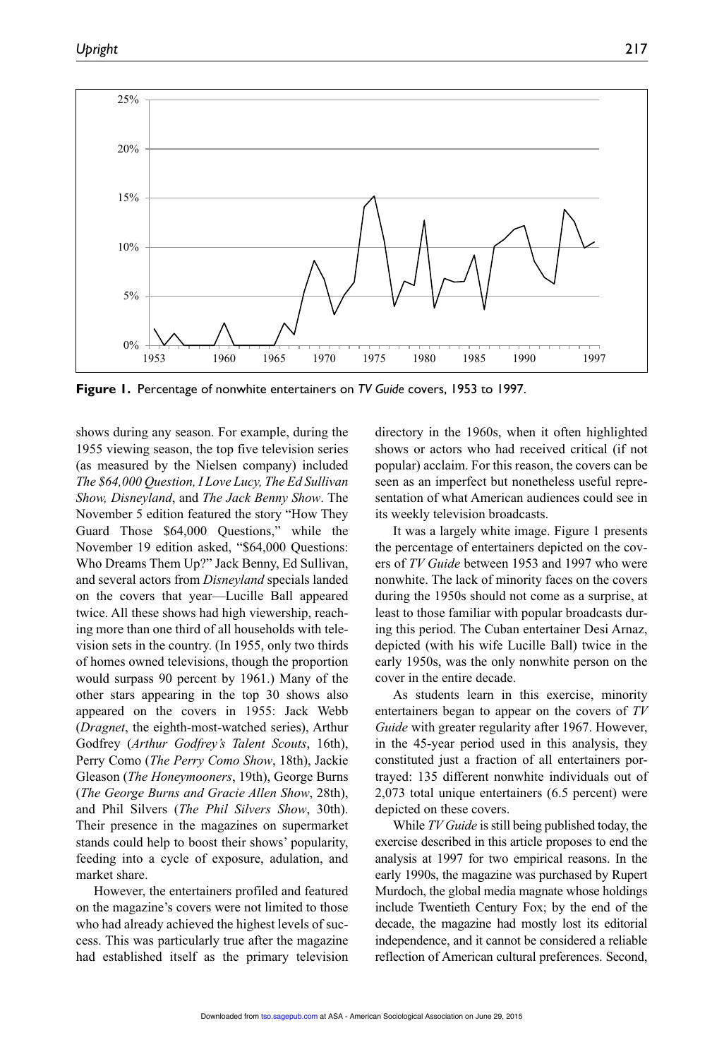Figure 1. Percentage of nonwhite entertainers on *TV Guide* covers, 1953 to 1997.

shows during any season. For example, during the 1955 viewing season, the top five television series (as measured by the Nielsen company) included *The $64,000 Question, I Love Lucy, The Ed Sullivan Show, Disneyland*, and *The Jack Benny Show*. The November 5 edition featured the story "How They Guard Those $64,000 Questions," while the November 19 edition asked, "$64,000 Questions: Who Dreams Them Up?" Jack Benny, Ed Sullivan, and several actors from *Disneyland* specials landed on the covers that year—Lucille Ball appeared twice. All these shows had high viewership, reaching more than one third of all households with television sets in the country. (In 1955, only two thirds of homes owned televisions, though the proportion would surpass 90 percent by 1961.) Many of the other stars appearing in the top 30 shows also appeared on the covers in 1955: Jack Webb (*Dragnet*, the eighth-most-watched series), Arthur Godfrey (*Arthur Godfrey's Talent Scouts*, 16th), Perry Como (*The Perry Como Show*, 18th), Jackie Gleason (*The Honeymooners*, 19th), George Burns (*The George Burns and Gracie Allen Show*, 28th), and Phil Silvers (*The Phil Silvers Show*, 30th). Their presence in the magazines on supermarket stands could help to boost their shows' popularity, feeding into a cycle of exposure, adulation, and market share.

However, the entertainers profiled and featured on the magazine's covers were not limited to those who had already achieved the highest levels of success. This was particularly true after the magazine had established itself as the primary television directory in the 1960s, when it often highlighted shows or actors who had received critical (if not popular) acclaim. For this reason, the covers can be seen as an imperfect but nonetheless useful representation of what American audiences could see in its weekly television broadcasts.

It was a largely white image. Figure 1 presents the percentage of entertainers depicted on the covers of *TV Guide* between 1953 and 1997 who were nonwhite. The lack of minority faces on the covers during the 1950s should not come as a surprise, at least to those familiar with popular broadcasts during this period. The Cuban entertainer Desi Arnaz, depicted (with his wife Lucille Ball) twice in the early 1950s, was the only nonwhite person on the cover in the entire decade.

As students learn in this exercise, minority entertainers began to appear on the covers of *TV Guide* with greater regularity after 1967. However, in the 45-year period used in this analysis, they constituted just a fraction of all entertainers portrayed: 135 different nonwhite individuals out of 2,073 total unique entertainers (6.5 percent) were depicted on these covers.

While *TV Guide* is still being published today, the exercise described in this article proposes to end the analysis at 1997 for two empirical reasons. In the early 1990s, the magazine was purchased by Rupert Murdoch, the global media magnate whose holdings include Twentieth Century Fox; by the end of the decade, the magazine had mostly lost its editorial independence, and it cannot be considered a reliable reflection of American cultural preferences. Second,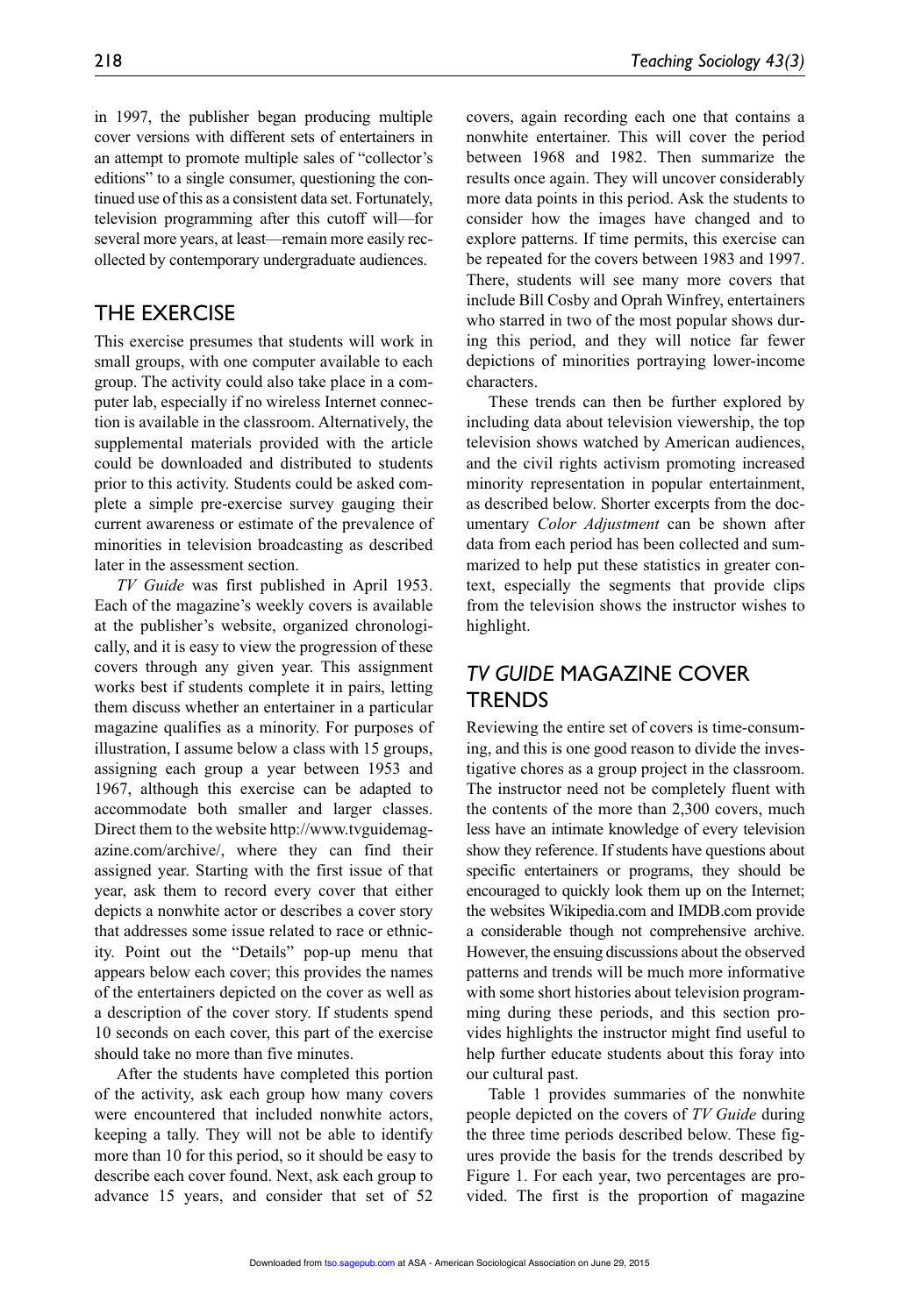in 1997, the publisher began producing multiple cover versions with different sets of entertainers in an attempt to promote multiple sales of "collector's editions" to a single consumer, questioning the continued use of this as a consistent data set. Fortunately, television programming after this cutoff will—for several more years, at least—remain more easily recollected by contemporary undergraduate audiences.

## THE EXERCISE

This exercise presumes that students will work in small groups, with one computer available to each group. The activity could also take place in a computer lab, especially if no wireless Internet connection is available in the classroom. Alternatively, the supplemental materials provided with the article could be downloaded and distributed to students prior to this activity. Students could be asked complete a simple pre-exercise survey gauging their current awareness or estimate of the prevalence of minorities in television broadcasting as described later in the assessment section.

*TV Guide* was first published in April 1953. Each of the magazine's weekly covers is available at the publisher's website, organized chronologically, and it is easy to view the progression of these covers through any given year. This assignment works best if students complete it in pairs, letting them discuss whether an entertainer in a particular magazine qualifies as a minority. For purposes of illustration, I assume below a class with 15 groups, assigning each group a year between 1953 and 1967, although this exercise can be adapted to accommodate both smaller and larger classes. Direct them to the website http://www.tvguidemagazine.com/archive/, where they can find their assigned year. Starting with the first issue of that year, ask them to record every cover that either depicts a nonwhite actor or describes a cover story that addresses some issue related to race or ethnicity. Point out the "Details" pop-up menu that appears below each cover; this provides the names of the entertainers depicted on the cover as well as a description of the cover story. If students spend 10 seconds on each cover, this part of the exercise should take no more than five minutes.

After the students have completed this portion of the activity, ask each group how many covers were encountered that included nonwhite actors, keeping a tally. They will not be able to identify more than 10 for this period, so it should be easy to describe each cover found. Next, ask each group to advance 15 years, and consider that set of 52 covers, again recording each one that contains a nonwhite entertainer. This will cover the period between 1968 and 1982. Then summarize the results once again. They will uncover considerably more data points in this period. Ask the students to consider how the images have changed and to explore patterns. If time permits, this exercise can be repeated for the covers between 1983 and 1997. There, students will see many more covers that include Bill Cosby and Oprah Winfrey, entertainers who starred in two of the most popular shows during this period, and they will notice far fewer depictions of minorities portraying lower-income characters.

These trends can then be further explored by including data about television viewership, the top television shows watched by American audiences, and the civil rights activism promoting increased minority representation in popular entertainment, as described below. Shorter excerpts from the documentary *Color Adjustment* can be shown after data from each period has been collected and summarized to help put these statistics in greater context, especially the segments that provide clips from the television shows the instructor wishes to highlight.

## *TV GUIDE* MAGAZINE COVER TRENDS

Reviewing the entire set of covers is time-consuming, and this is one good reason to divide the investigative chores as a group project in the classroom. The instructor need not be completely fluent with the contents of the more than 2,300 covers, much less have an intimate knowledge of every television show they reference. If students have questions about specific entertainers or programs, they should be encouraged to quickly look them up on the Internet; the websites Wikipedia.com and IMDB.com provide a considerable though not comprehensive archive. However, the ensuing discussions about the observed patterns and trends will be much more informative with some short histories about television programming during these periods, and this section provides highlights the instructor might find useful to help further educate students about this foray into our cultural past.

Table 1 provides summaries of the nonwhite people depicted on the covers of *TV Guide* during the three time periods described below. These figures provide the basis for the trends described by Figure 1. For each year, two percentages are provided. The first is the proportion of magazine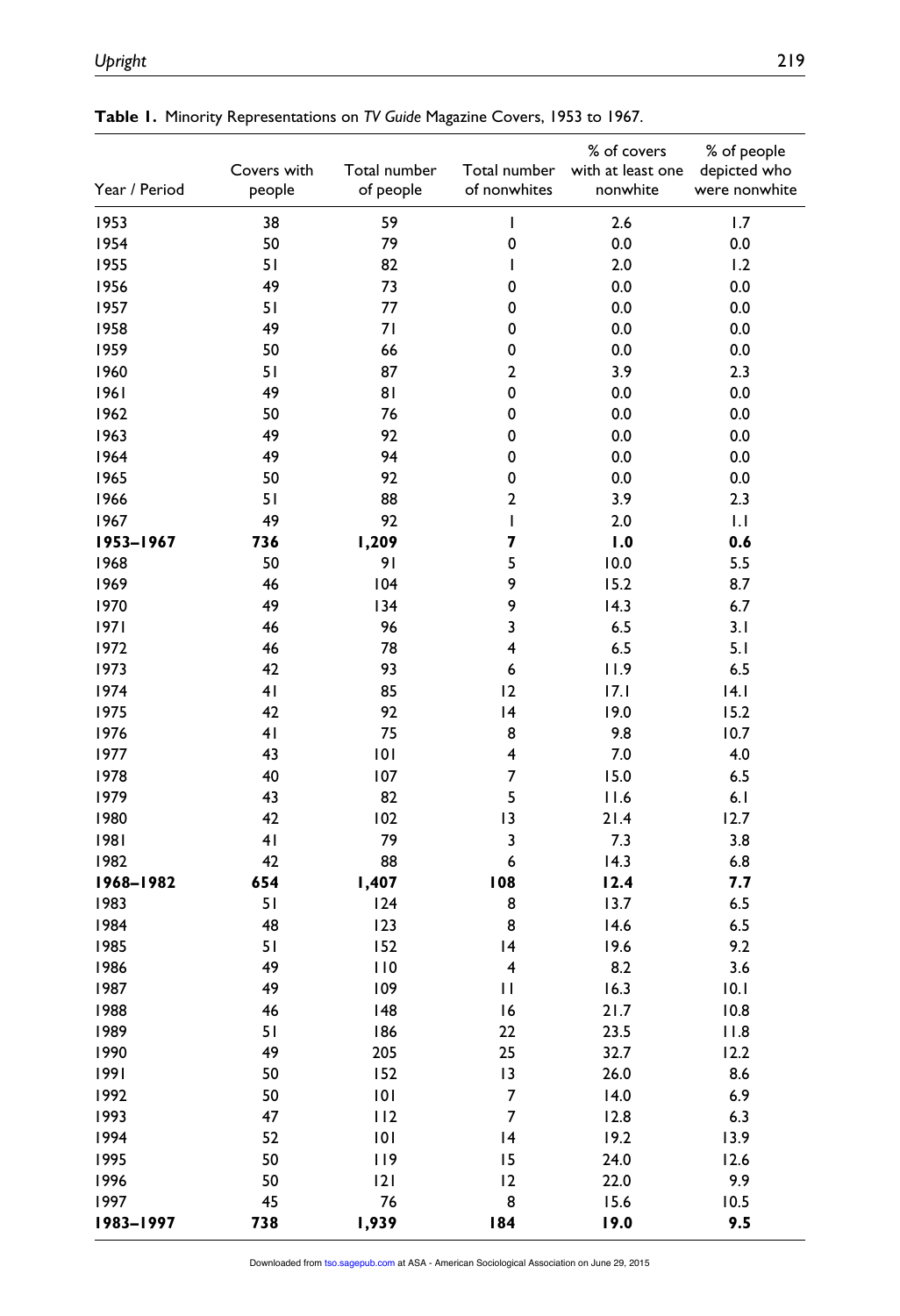**Table 1.** Minority Representations on *TV Guide* Magazine Covers, 1953 to 1967.

| Year / Period | Covers with people | Total number of people | Total number of nonwhites | % of covers with at least one nonwhite | % of people depicted who were nonwhite |
|---|---|---|---|---|---|
| 1953 | 38 | 59 | 1 | 2.6 | 1.7 |
| 1954 | 50 | 79 | 0 | 0.0 | 0.0 |
| 1955 | 51 | 82 | 1 | 2.0 | 1.2 |
| 1956 | 49 | 73 | 0 | 0.0 | 0.0 |
| 1957 | 51 | 77 | 0 | 0.0 | 0.0 |
| 1958 | 49 | 71 | 0 | 0.0 | 0.0 |
| 1959 | 50 | 66 | 0 | 0.0 | 0.0 |
| 1960 | 51 | 87 | 2 | 3.9 | 2.3 |
| 1961 | 49 | 81 | 0 | 0.0 | 0.0 |
| 1962 | 50 | 76 | 0 | 0.0 | 0.0 |
| 1963 | 49 | 92 | 0 | 0.0 | 0.0 |
| 1964 | 49 | 94 | 0 | 0.0 | 0.0 |
| 1965 | 50 | 92 | 0 | 0.0 | 0.0 |
| 1966 | 51 | 88 | 2 | 3.9 | 2.3 |
| 1967 | 49 | 92 | 1 | 2.0 | 1.1 |
| **1953–1967** | **736** | **1,209** | **7** | **1.0** | **0.6** |
| 1968 | 50 | 91 | 5 | 10.0 | 5.5 |
| 1969 | 46 | 104 | 9 | 15.2 | 8.7 |
| 1970 | 49 | 134 | 9 | 14.3 | 6.7 |
| 1971 | 46 | 96 | 3 | 6.5 | 3.1 |
| 1972 | 46 | 78 | 4 | 6.5 | 5.1 |
| 1973 | 42 | 93 | 6 | 11.9 | 6.5 |
| 1974 | 41 | 85 | 12 | 17.1 | 14.1 |
| 1975 | 42 | 92 | 14 | 19.0 | 15.2 |
| 1976 | 41 | 75 | 8 | 9.8 | 10.7 |
| 1977 | 43 | 101 | 4 | 7.0 | 4.0 |
| 1978 | 40 | 107 | 7 | 15.0 | 6.5 |
| 1979 | 43 | 82 | 5 | 11.6 | 6.1 |
| 1980 | 42 | 102 | 13 | 21.4 | 12.7 |
| 1981 | 41 | 79 | 3 | 7.3 | 3.8 |
| 1982 | 42 | 88 | 6 | 14.3 | 6.8 |
| **1968–1982** | **654** | **1,407** | **108** | **12.4** | **7.7** |
| 1983 | 51 | 124 | 8 | 13.7 | 6.5 |
| 1984 | 48 | 123 | 8 | 14.6 | 6.5 |
| 1985 | 51 | 152 | 14 | 19.6 | 9.2 |
| 1986 | 49 | 110 | 4 | 8.2 | 3.6 |
| 1987 | 49 | 109 | 11 | 16.3 | 10.1 |
| 1988 | 46 | 148 | 16 | 21.7 | 10.8 |
| 1989 | 51 | 186 | 22 | 23.5 | 11.8 |
| 1990 | 49 | 205 | 25 | 32.7 | 12.2 |
| 1991 | 50 | 152 | 13 | 26.0 | 8.6 |
| 1992 | 50 | 101 | 7 | 14.0 | 6.9 |
| 1993 | 47 | 112 | 7 | 12.8 | 6.3 |
| 1994 | 52 | 101 | 14 | 19.2 | 13.9 |
| 1995 | 50 | 119 | 15 | 24.0 | 12.6 |
| 1996 | 50 | 121 | 12 | 22.0 | 9.9 |
| 1997 | 45 | 76 | 8 | 15.6 | 10.5 |
| **1983–1997** | **738** | **1,939** | **184** | **19.0** | **9.5** |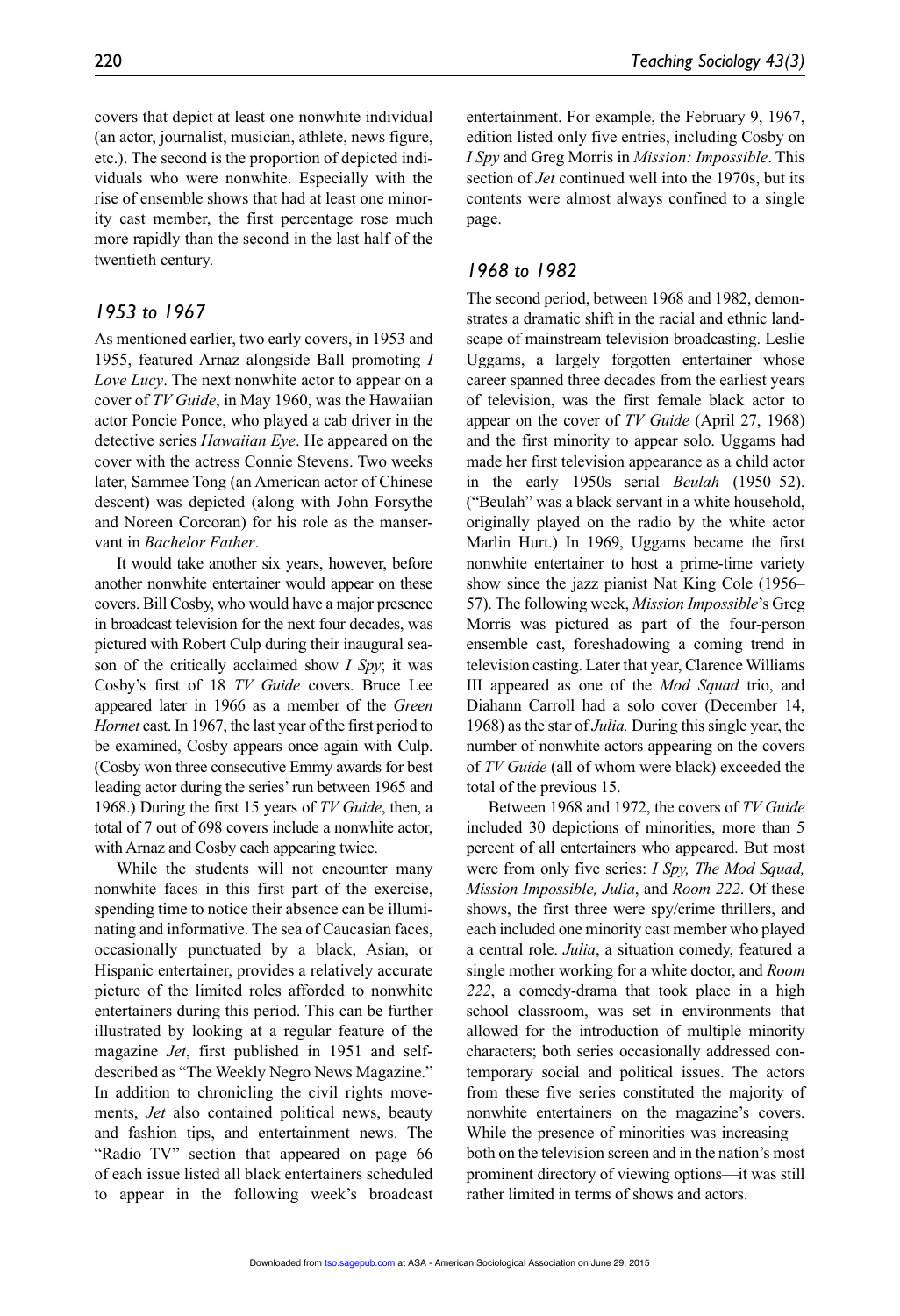covers that depict at least one nonwhite individual (an actor, journalist, musician, athlete, news figure, etc.). The second is the proportion of depicted individuals who were nonwhite. Especially with the rise of ensemble shows that had at least one minority cast member, the first percentage rose much more rapidly than the second in the last half of the twentieth century.

## 1953 to 1967

As mentioned earlier, two early covers, in 1953 and 1955, featured Arnaz alongside Ball promoting *I Love Lucy*. The next nonwhite actor to appear on a cover of *TV Guide*, in May 1960, was the Hawaiian actor Poncie Ponce, who played a cab driver in the detective series *Hawaiian Eye*. He appeared on the cover with the actress Connie Stevens. Two weeks later, Sammee Tong (an American actor of Chinese descent) was depicted (along with John Forsythe and Noreen Corcoran) for his role as the manservant in *Bachelor Father*.

It would take another six years, however, before another nonwhite entertainer would appear on these covers. Bill Cosby, who would have a major presence in broadcast television for the next four decades, was pictured with Robert Culp during their inaugural season of the critically acclaimed show *I Spy*; it was Cosby's first of 18 *TV Guide* covers. Bruce Lee appeared later in 1966 as a member of the *Green Hornet* cast. In 1967, the last year of the first period to be examined, Cosby appears once again with Culp. (Cosby won three consecutive Emmy awards for best leading actor during the series' run between 1965 and 1968.) During the first 15 years of *TV Guide*, then, a total of 7 out of 698 covers include a nonwhite actor, with Arnaz and Cosby each appearing twice.

While the students will not encounter many nonwhite faces in this first part of the exercise, spending time to notice their absence can be illuminating and informative. The sea of Caucasian faces, occasionally punctuated by a black, Asian, or Hispanic entertainer, provides a relatively accurate picture of the limited roles afforded to nonwhite entertainers during this period. This can be further illustrated by looking at a regular feature of the magazine *Jet*, first published in 1951 and self-described as "The Weekly Negro News Magazine." In addition to chronicling the civil rights movements, *Jet* also contained political news, beauty and fashion tips, and entertainment news. The "Radio–TV" section that appeared on page 66 of each issue listed all black entertainers scheduled to appear in the following week's broadcast entertainment. For example, the February 9, 1967, edition listed only five entries, including Cosby on *I Spy* and Greg Morris in *Mission: Impossible*. This section of *Jet* continued well into the 1970s, but its contents were almost always confined to a single page.

## 1968 to 1982

The second period, between 1968 and 1982, demonstrates a dramatic shift in the racial and ethnic landscape of mainstream television broadcasting. Leslie Uggams, a largely forgotten entertainer whose career spanned three decades from the earliest years of television, was the first female black actor to appear on the cover of *TV Guide* (April 27, 1968) and the first minority to appear solo. Uggams had made her first television appearance as a child actor in the early 1950s serial *Beulah* (1950–52). ("Beulah" was a black servant in a white household, originally played on the radio by the white actor Marlin Hurt.) In 1969, Uggams became the first nonwhite entertainer to host a prime-time variety show since the jazz pianist Nat King Cole (1956–57). The following week, *Mission Impossible*'s Greg Morris was pictured as part of the four-person ensemble cast, foreshadowing a coming trend in television casting. Later that year, Clarence Williams III appeared as one of the *Mod Squad* trio, and Diahann Carroll had a solo cover (December 14, 1968) as the star of *Julia.* During this single year, the number of nonwhite actors appearing on the covers of *TV Guide* (all of whom were black) exceeded the total of the previous 15.

Between 1968 and 1972, the covers of *TV Guide* included 30 depictions of minorities, more than 5 percent of all entertainers who appeared. But most were from only five series: *I Spy, The Mod Squad, Mission Impossible, Julia*, and *Room 222*. Of these shows, the first three were spy/crime thrillers, and each included one minority cast member who played a central role. *Julia*, a situation comedy, featured a single mother working for a white doctor, and *Room 222*, a comedy-drama that took place in a high school classroom, was set in environments that allowed for the introduction of multiple minority characters; both series occasionally addressed contemporary social and political issues. The actors from these five series constituted the majority of nonwhite entertainers on the magazine's covers. While the presence of minorities was increasing—both on the television screen and in the nation's most prominent directory of viewing options—it was still rather limited in terms of shows and actors.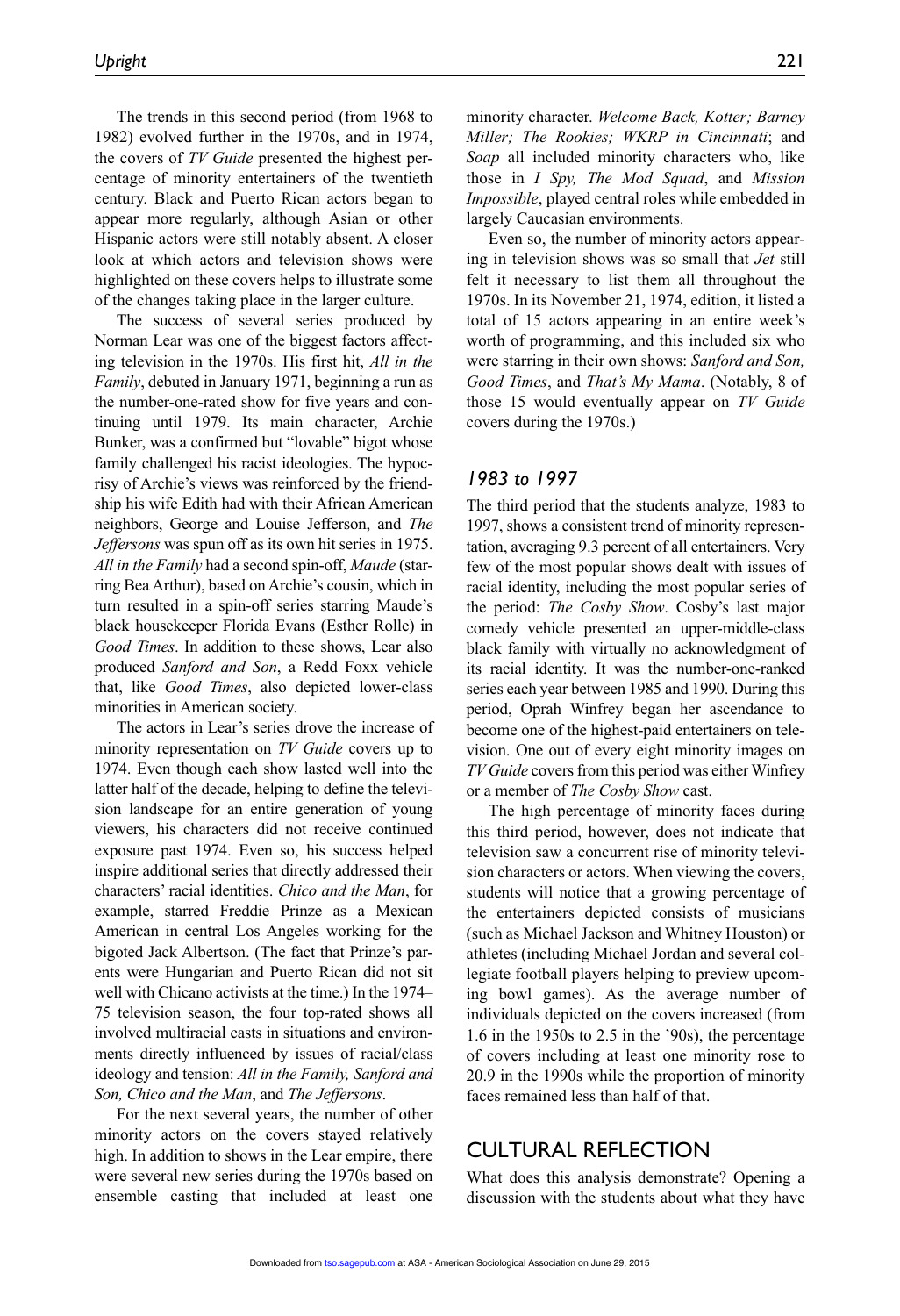The trends in this second period (from 1968 to 1982) evolved further in the 1970s, and in 1974, the covers of *TV Guide* presented the highest percentage of minority entertainers of the twentieth century. Black and Puerto Rican actors began to appear more regularly, although Asian or other Hispanic actors were still notably absent. A closer look at which actors and television shows were highlighted on these covers helps to illustrate some of the changes taking place in the larger culture.

The success of several series produced by Norman Lear was one of the biggest factors affecting television in the 1970s. His first hit, *All in the Family*, debuted in January 1971, beginning a run as the number-one-rated show for five years and continuing until 1979. Its main character, Archie Bunker, was a confirmed but "lovable" bigot whose family challenged his racist ideologies. The hypocrisy of Archie's views was reinforced by the friendship his wife Edith had with their African American neighbors, George and Louise Jefferson, and *The Jeffersons* was spun off as its own hit series in 1975. *All in the Family* had a second spin-off, *Maude* (starring Bea Arthur), based on Archie's cousin, which in turn resulted in a spin-off series starring Maude's black housekeeper Florida Evans (Esther Rolle) in *Good Times*. In addition to these shows, Lear also produced *Sanford and Son*, a Redd Foxx vehicle that, like *Good Times*, also depicted lower-class minorities in American society.

The actors in Lear's series drove the increase of minority representation on *TV Guide* covers up to 1974. Even though each show lasted well into the latter half of the decade, helping to define the television landscape for an entire generation of young viewers, his characters did not receive continued exposure past 1974. Even so, his success helped inspire additional series that directly addressed their characters' racial identities. *Chico and the Man*, for example, starred Freddie Prinze as a Mexican American in central Los Angeles working for the bigoted Jack Albertson. (The fact that Prinze's parents were Hungarian and Puerto Rican did not sit well with Chicano activists at the time.) In the 1974–75 television season, the four top-rated shows all involved multiracial casts in situations and environments directly influenced by issues of racial/class ideology and tension: *All in the Family, Sanford and Son, Chico and the Man*, and *The Jeffersons*.

For the next several years, the number of other minority actors on the covers stayed relatively high. In addition to shows in the Lear empire, there were several new series during the 1970s based on ensemble casting that included at least one minority character. *Welcome Back, Kotter; Barney Miller; The Rookies; WKRP in Cincinnati*; and *Soap* all included minority characters who, like those in *I Spy, The Mod Squad*, and *Mission Impossible*, played central roles while embedded in largely Caucasian environments.

Even so, the number of minority actors appearing in television shows was so small that *Jet* still felt it necessary to list them all throughout the 1970s. In its November 21, 1974, edition, it listed a total of 15 actors appearing in an entire week's worth of programming, and this included six who were starring in their own shows: *Sanford and Son, Good Times*, and *That's My Mama*. (Notably, 8 of those 15 would eventually appear on *TV Guide* covers during the 1970s.)

### *1983 to 1997*

The third period that the students analyze, 1983 to 1997, shows a consistent trend of minority representation, averaging 9.3 percent of all entertainers. Very few of the most popular shows dealt with issues of racial identity, including the most popular series of the period: *The Cosby Show*. Cosby's last major comedy vehicle presented an upper-middle-class black family with virtually no acknowledgment of its racial identity. It was the number-one-ranked series each year between 1985 and 1990. During this period, Oprah Winfrey began her ascendance to become one of the highest-paid entertainers on television. One out of every eight minority images on *TV Guide* covers from this period was either Winfrey or a member of *The Cosby Show* cast.

The high percentage of minority faces during this third period, however, does not indicate that television saw a concurrent rise of minority television characters or actors. When viewing the covers, students will notice that a growing percentage of the entertainers depicted consists of musicians (such as Michael Jackson and Whitney Houston) or athletes (including Michael Jordan and several collegiate football players helping to preview upcoming bowl games). As the average number of individuals depicted on the covers increased (from 1.6 in the 1950s to 2.5 in the '90s), the percentage of covers including at least one minority rose to 20.9 in the 1990s while the proportion of minority faces remained less than half of that.

## CULTURAL REFLECTION

What does this analysis demonstrate? Opening a discussion with the students about what they have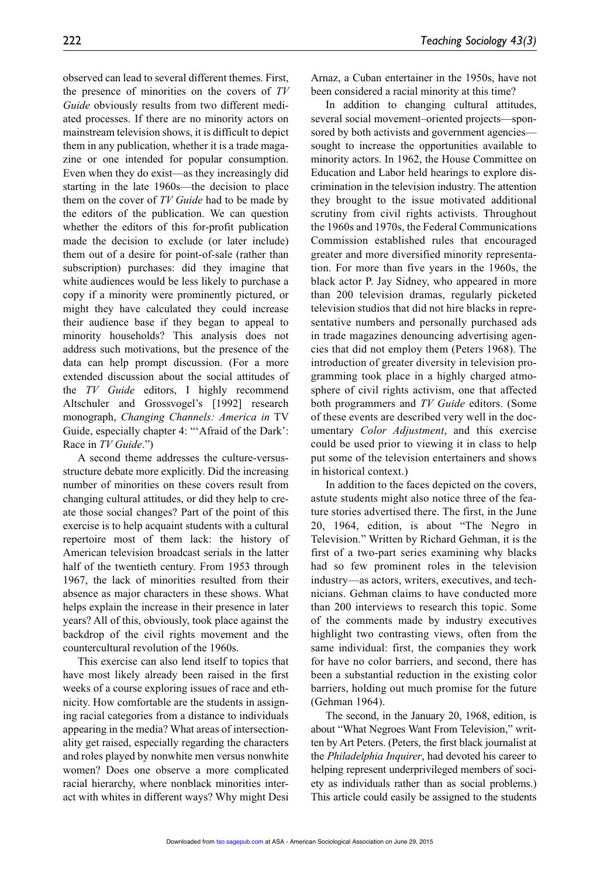observed can lead to several different themes. First, the presence of minorities on the covers of *TV Guide* obviously results from two different mediated processes. If there are no minority actors on mainstream television shows, it is difficult to depict them in any publication, whether it is a trade magazine or one intended for popular consumption. Even when they do exist—as they increasingly did starting in the late 1960s—the decision to place them on the cover of *TV Guide* had to be made by the editors of the publication. We can question whether the editors of this for-profit publication made the decision to exclude (or later include) them out of a desire for point-of-sale (rather than subscription) purchases: did they imagine that white audiences would be less likely to purchase a copy if a minority were prominently pictured, or might they have calculated they could increase their audience base if they began to appeal to minority households? This analysis does not address such motivations, but the presence of the data can help prompt discussion. (For a more extended discussion about the social attitudes of the *TV Guide* editors, I highly recommend Altschuler and Grossvogel's [1992] research monograph, *Changing Channels: America in* TV Guide, especially chapter 4: "'Afraid of the Dark': Race in *TV Guide*.")

A second theme addresses the culture-versus-structure debate more explicitly. Did the increasing number of minorities on these covers result from changing cultural attitudes, or did they help to create those social changes? Part of the point of this exercise is to help acquaint students with a cultural repertoire most of them lack: the history of American television broadcast serials in the latter half of the twentieth century. From 1953 through 1967, the lack of minorities resulted from their absence as major characters in these shows. What helps explain the increase in their presence in later years? All of this, obviously, took place against the backdrop of the civil rights movement and the countercultural revolution of the 1960s.

This exercise can also lend itself to topics that have most likely already been raised in the first weeks of a course exploring issues of race and ethnicity. How comfortable are the students in assigning racial categories from a distance to individuals appearing in the media? What areas of intersectionality get raised, especially regarding the characters and roles played by nonwhite men versus nonwhite women? Does one observe a more complicated racial hierarchy, where nonblack minorities interact with whites in different ways? Why might Desi Arnaz, a Cuban entertainer in the 1950s, have not been considered a racial minority at this time?

In addition to changing cultural attitudes, several social movement–oriented projects—sponsored by both activists and government agencies—sought to increase the opportunities available to minority actors. In 1962, the House Committee on Education and Labor held hearings to explore discrimination in the television industry. The attention they brought to the issue motivated additional scrutiny from civil rights activists. Throughout the 1960s and 1970s, the Federal Communications Commission established rules that encouraged greater and more diversified minority representation. For more than five years in the 1960s, the black actor P. Jay Sidney, who appeared in more than 200 television dramas, regularly picketed television studios that did not hire blacks in representative numbers and personally purchased ads in trade magazines denouncing advertising agencies that did not employ them (Peters 1968). The introduction of greater diversity in television programming took place in a highly charged atmosphere of civil rights activism, one that affected both programmers and *TV Guide* editors. (Some of these events are described very well in the documentary *Color Adjustment*, and this exercise could be used prior to viewing it in class to help put some of the television entertainers and shows in historical context.)

In addition to the faces depicted on the covers, astute students might also notice three of the feature stories advertised there. The first, in the June 20, 1964, edition, is about "The Negro in Television." Written by Richard Gehman, it is the first of a two-part series examining why blacks had so few prominent roles in the television industry—as actors, writers, executives, and technicians. Gehman claims to have conducted more than 200 interviews to research this topic. Some of the comments made by industry executives highlight two contrasting views, often from the same individual: first, the companies they work for have no color barriers, and second, there has been a substantial reduction in the existing color barriers, holding out much promise for the future (Gehman 1964).

The second, in the January 20, 1968, edition, is about "What Negroes Want From Television," written by Art Peters. (Peters, the first black journalist at the *Philadelphia Inquirer*, had devoted his career to helping represent underprivileged members of society as individuals rather than as social problems.) This article could easily be assigned to the students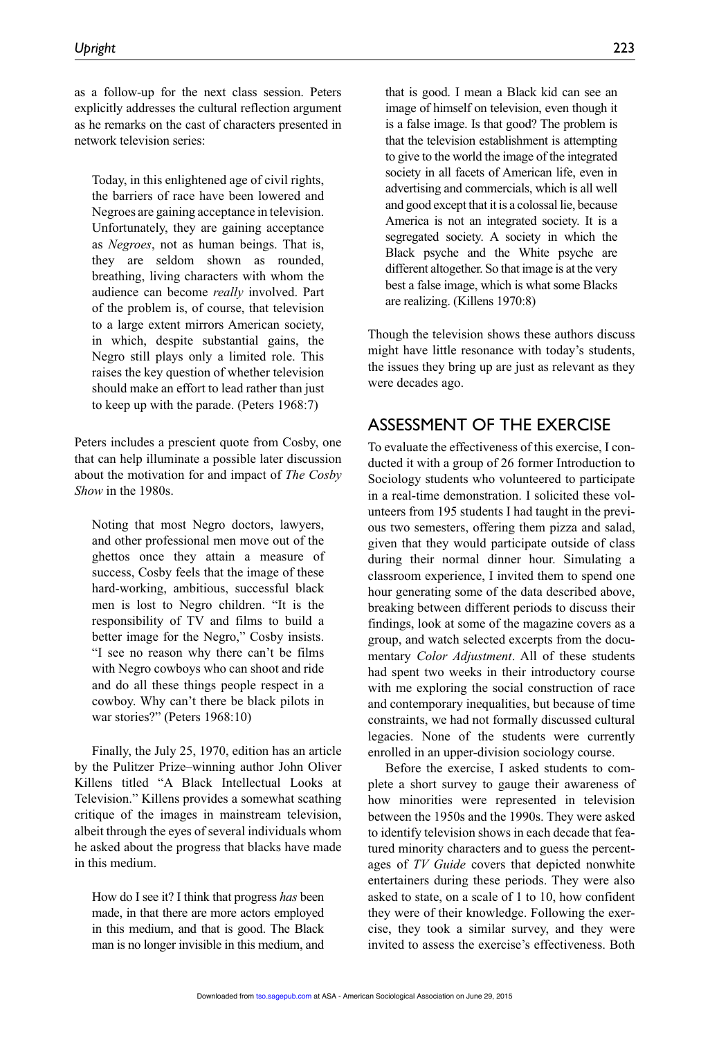as a follow-up for the next class session. Peters explicitly addresses the cultural reflection argument as he remarks on the cast of characters presented in network television series:

> Today, in this enlightened age of civil rights, the barriers of race have been lowered and Negroes are gaining acceptance in television. Unfortunately, they are gaining acceptance as *Negroes*, not as human beings. That is, they are seldom shown as rounded, breathing, living characters with whom the audience can become *really* involved. Part of the problem is, of course, that television to a large extent mirrors American society, in which, despite substantial gains, the Negro still plays only a limited role. This raises the key question of whether television should make an effort to lead rather than just to keep up with the parade. (Peters 1968:7)

Peters includes a prescient quote from Cosby, one that can help illuminate a possible later discussion about the motivation for and impact of *The Cosby Show* in the 1980s.

> Noting that most Negro doctors, lawyers, and other professional men move out of the ghettos once they attain a measure of success, Cosby feels that the image of these hard-working, ambitious, successful black men is lost to Negro children. "It is the responsibility of TV and films to build a better image for the Negro," Cosby insists. "I see no reason why there can't be films with Negro cowboys who can shoot and ride and do all these things people respect in a cowboy. Why can't there be black pilots in war stories?" (Peters 1968:10)

Finally, the July 25, 1970, edition has an article by the Pulitzer Prize–winning author John Oliver Killens titled "A Black Intellectual Looks at Television." Killens provides a somewhat scathing critique of the images in mainstream television, albeit through the eyes of several individuals whom he asked about the progress that blacks have made in this medium.

> How do I see it? I think that progress *has* been made, in that there are more actors employed in this medium, and that is good. The Black man is no longer invisible in this medium, and that is good. I mean a Black kid can see an image of himself on television, even though it is a false image. Is that good? The problem is that the television establishment is attempting to give to the world the image of the integrated society in all facets of American life, even in advertising and commercials, which is all well and good except that it is a colossal lie, because America is not an integrated society. It is a segregated society. A society in which the Black psyche and the White psyche are different altogether. So that image is at the very best a false image, which is what some Blacks are realizing. (Killens 1970:8)

Though the television shows these authors discuss might have little resonance with today's students, the issues they bring up are just as relevant as they were decades ago.

## ASSESSMENT OF THE EXERCISE

To evaluate the effectiveness of this exercise, I conducted it with a group of 26 former Introduction to Sociology students who volunteered to participate in a real-time demonstration. I solicited these volunteers from 195 students I had taught in the previous two semesters, offering them pizza and salad, given that they would participate outside of class during their normal dinner hour. Simulating a classroom experience, I invited them to spend one hour generating some of the data described above, breaking between different periods to discuss their findings, look at some of the magazine covers as a group, and watch selected excerpts from the documentary *Color Adjustment*. All of these students had spent two weeks in their introductory course with me exploring the social construction of race and contemporary inequalities, but because of time constraints, we had not formally discussed cultural legacies. None of the students were currently enrolled in an upper-division sociology course.

Before the exercise, I asked students to complete a short survey to gauge their awareness of how minorities were represented in television between the 1950s and the 1990s. They were asked to identify television shows in each decade that featured minority characters and to guess the percentages of *TV Guide* covers that depicted nonwhite entertainers during these periods. They were also asked to state, on a scale of 1 to 10, how confident they were of their knowledge. Following the exercise, they took a similar survey, and they were invited to assess the exercise's effectiveness. Both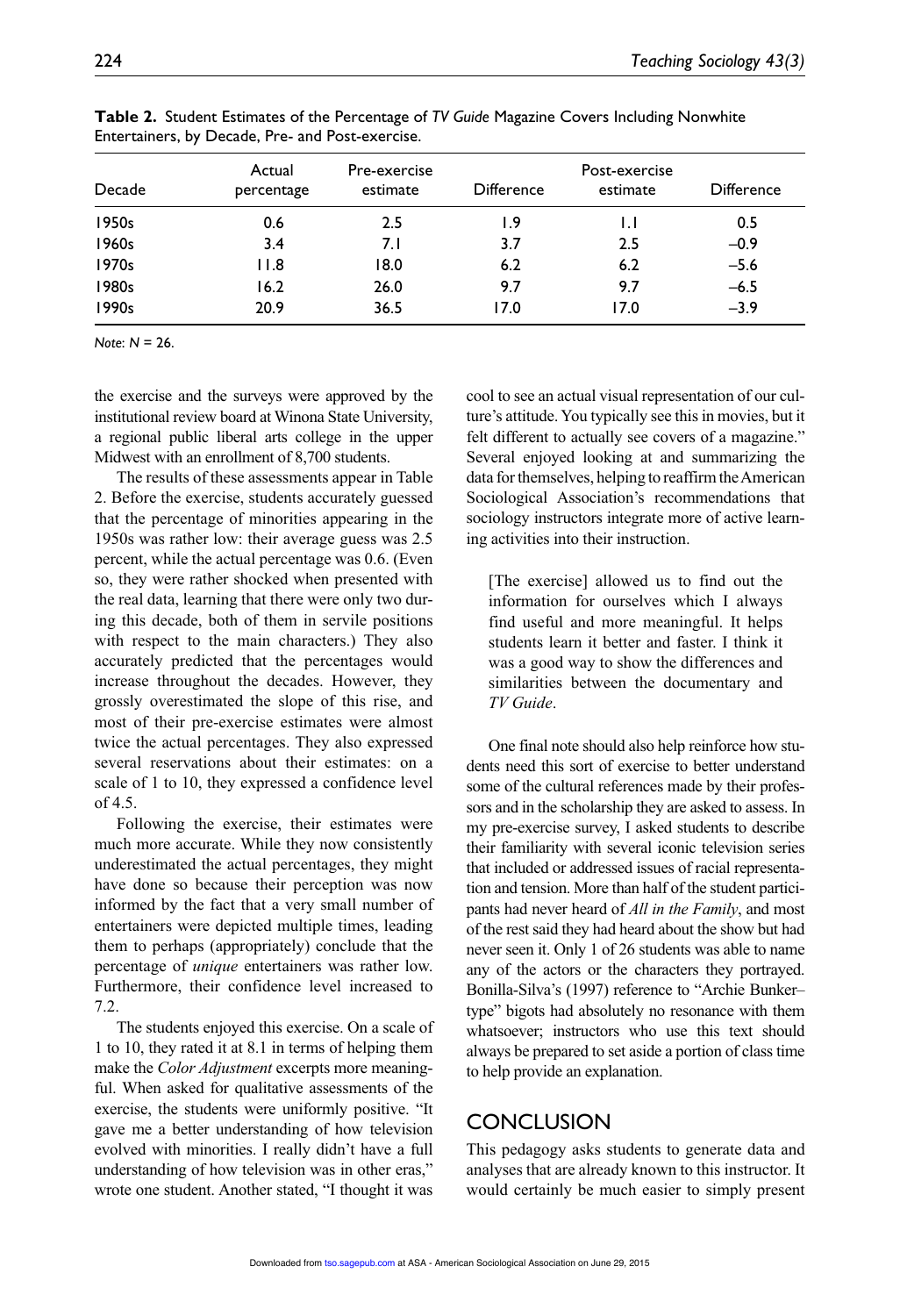**Table 2.** Student Estimates of the Percentage of *TV Guide* Magazine Covers Including Nonwhite Entertainers, by Decade, Pre- and Post-exercise.

| Decade | Actual percentage | Pre-exercise estimate | Difference | Post-exercise estimate | Difference |
|---|---|---|---|---|---|
| 1950s | 0.6 | 2.5 | 1.9 | 1.1 | 0.5 |
| 1960s | 3.4 | 7.1 | 3.7 | 2.5 | −0.9 |
| 1970s | 11.8 | 18.0 | 6.2 | 6.2 | −5.6 |
| 1980s | 16.2 | 26.0 | 9.7 | 9.7 | −6.5 |
| 1990s | 20.9 | 36.5 | 17.0 | 17.0 | −3.9 |

*Note:* $N = 26$.

the exercise and the surveys were approved by the institutional review board at Winona State University, a regional public liberal arts college in the upper Midwest with an enrollment of 8,700 students.

The results of these assessments appear in Table 2. Before the exercise, students accurately guessed that the percentage of minorities appearing in the 1950s was rather low: their average guess was 2.5 percent, while the actual percentage was 0.6. (Even so, they were rather shocked when presented with the real data, learning that there were only two during this decade, both of them in servile positions with respect to the main characters.) They also accurately predicted that the percentages would increase throughout the decades. However, they grossly overestimated the slope of this rise, and most of their pre-exercise estimates were almost twice the actual percentages. They also expressed several reservations about their estimates: on a scale of 1 to 10, they expressed a confidence level of 4.5.

Following the exercise, their estimates were much more accurate. While they now consistently underestimated the actual percentages, they might have done so because their perception was now informed by the fact that a very small number of entertainers were depicted multiple times, leading them to perhaps (appropriately) conclude that the percentage of *unique* entertainers was rather low. Furthermore, their confidence level increased to 7.2.

The students enjoyed this exercise. On a scale of 1 to 10, they rated it at 8.1 in terms of helping them make the *Color Adjustment* excerpts more meaningful. When asked for qualitative assessments of the exercise, the students were uniformly positive. "It gave me a better understanding of how television evolved with minorities. I really didn't have a full understanding of how television was in other eras," wrote one student. Another stated, "I thought it was cool to see an actual visual representation of our culture's attitude. You typically see this in movies, but it felt different to actually see covers of a magazine." Several enjoyed looking at and summarizing the data for themselves, helping to reaffirm the American Sociological Association's recommendations that sociology instructors integrate more of active learning activities into their instruction.

> [The exercise] allowed us to find out the information for ourselves which I always find useful and more meaningful. It helps students learn it better and faster. I think it was a good way to show the differences and similarities between the documentary and *TV Guide*.

One final note should also help reinforce how students need this sort of exercise to better understand some of the cultural references made by their professors and in the scholarship they are asked to assess. In my pre-exercise survey, I asked students to describe their familiarity with several iconic television series that included or addressed issues of racial representation and tension. More than half of the student participants had never heard of *All in the Family*, and most of the rest said they had heard about the show but had never seen it. Only 1 of 26 students was able to name any of the actors or the characters they portrayed. Bonilla-Silva's (1997) reference to "Archie Bunker–type" bigots had absolutely no resonance with them whatsoever; instructors who use this text should always be prepared to set aside a portion of class time to help provide an explanation.

## CONCLUSION

This pedagogy asks students to generate data and analyses that are already known to this instructor. It would certainly be much easier to simply present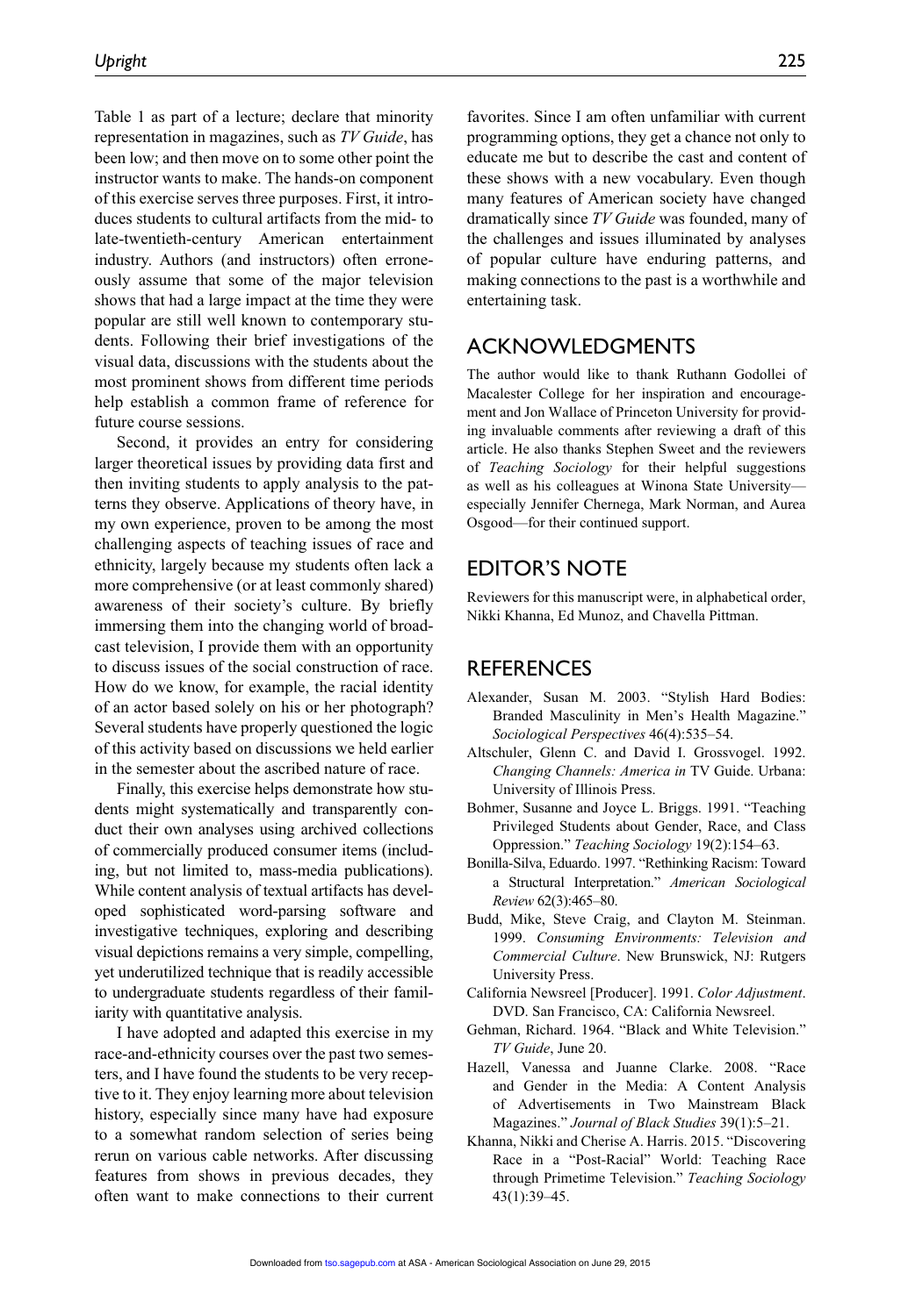Table 1 as part of a lecture; declare that minority representation in magazines, such as *TV Guide*, has been low; and then move on to some other point the instructor wants to make. The hands-on component of this exercise serves three purposes. First, it introduces students to cultural artifacts from the mid- to late-twentieth-century American entertainment industry. Authors (and instructors) often erroneously assume that some of the major television shows that had a large impact at the time they were popular are still well known to contemporary students. Following their brief investigations of the visual data, discussions with the students about the most prominent shows from different time periods help establish a common frame of reference for future course sessions.

Second, it provides an entry for considering larger theoretical issues by providing data first and then inviting students to apply analysis to the patterns they observe. Applications of theory have, in my own experience, proven to be among the most challenging aspects of teaching issues of race and ethnicity, largely because my students often lack a more comprehensive (or at least commonly shared) awareness of their society's culture. By briefly immersing them into the changing world of broadcast television, I provide them with an opportunity to discuss issues of the social construction of race. How do we know, for example, the racial identity of an actor based solely on his or her photograph? Several students have properly questioned the logic of this activity based on discussions we held earlier in the semester about the ascribed nature of race.

Finally, this exercise helps demonstrate how students might systematically and transparently conduct their own analyses using archived collections of commercially produced consumer items (including, but not limited to, mass-media publications). While content analysis of textual artifacts has developed sophisticated word-parsing software and investigative techniques, exploring and describing visual depictions remains a very simple, compelling, yet underutilized technique that is readily accessible to undergraduate students regardless of their familiarity with quantitative analysis.

I have adopted and adapted this exercise in my race-and-ethnicity courses over the past two semesters, and I have found the students to be very receptive to it. They enjoy learning more about television history, especially since many have had exposure to a somewhat random selection of series being rerun on various cable networks. After discussing features from shows in previous decades, they often want to make connections to their current favorites. Since I am often unfamiliar with current programming options, they get a chance not only to educate me but to describe the cast and content of these shows with a new vocabulary. Even though many features of American society have changed dramatically since *TV Guide* was founded, many of the challenges and issues illuminated by analyses of popular culture have enduring patterns, and making connections to the past is a worthwhile and entertaining task.

## Acknowledgments

The author would like to thank Ruthann Godollei of Macalester College for her inspiration and encouragement and Jon Wallace of Princeton University for providing invaluable comments after reviewing a draft of this article. He also thanks Stephen Sweet and the reviewers of *Teaching Sociology* for their helpful suggestions as well as his colleagues at Winona State University—especially Jennifer Chernega, Mark Norman, and Aurea Osgood—for their continued support.

## Editor's Note

Reviewers for this manuscript were, in alphabetical order, Nikki Khanna, Ed Munoz, and Chavella Pittman.

## References

Alexander, Susan M. 2003. "Stylish Hard Bodies: Branded Masculinity in Men's Health Magazine." *Sociological Perspectives* 46(4):535–54.

Altschuler, Glenn C. and David I. Grossvogel. 1992. *Changing Channels: America in* TV Guide. Urbana: University of Illinois Press.

Bohmer, Susanne and Joyce L. Briggs. 1991. "Teaching Privileged Students about Gender, Race, and Class Oppression." *Teaching Sociology* 19(2):154–63.

Bonilla-Silva, Eduardo. 1997. "Rethinking Racism: Toward a Structural Interpretation." *American Sociological Review* 62(3):465–80.

Budd, Mike, Steve Craig, and Clayton M. Steinman. 1999. *Consuming Environments: Television and Commercial Culture*. New Brunswick, NJ: Rutgers University Press.

California Newsreel [Producer]. 1991. *Color Adjustment*. DVD. San Francisco, CA: California Newsreel.

Gehman, Richard. 1964. "Black and White Television." *TV Guide*, June 20.

Hazell, Vanessa and Juanne Clarke. 2008. "Race and Gender in the Media: A Content Analysis of Advertisements in Two Mainstream Black Magazines." *Journal of Black Studies* 39(1):5–21.

Khanna, Nikki and Cherise A. Harris. 2015. "Discovering Race in a "Post-Racial" World: Teaching Race through Primetime Television." *Teaching Sociology* 43(1):39–45.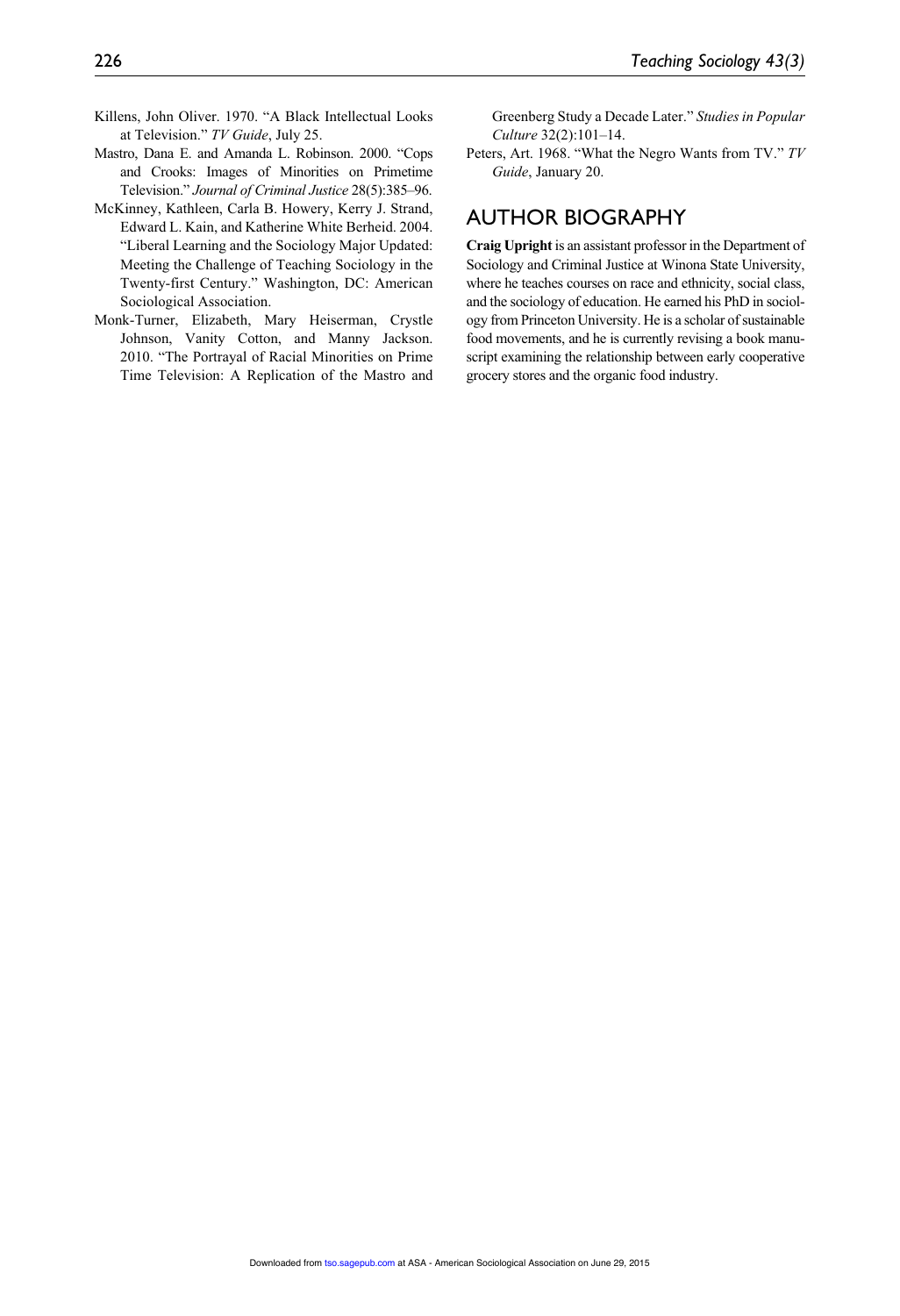Killens, John Oliver. 1970. "A Black Intellectual Looks at Television." *TV Guide*, July 25.

Mastro, Dana E. and Amanda L. Robinson. 2000. "Cops and Crooks: Images of Minorities on Primetime Television." *Journal of Criminal Justice* 28(5):385–96.

McKinney, Kathleen, Carla B. Howery, Kerry J. Strand, Edward L. Kain, and Katherine White Berheid. 2004. "Liberal Learning and the Sociology Major Updated: Meeting the Challenge of Teaching Sociology in the Twenty-first Century." Washington, DC: American Sociological Association.

Monk-Turner, Elizabeth, Mary Heiserman, Crystle Johnson, Vanity Cotton, and Manny Jackson. 2010. "The Portrayal of Racial Minorities on Prime Time Television: A Replication of the Mastro and Greenberg Study a Decade Later." *Studies in Popular Culture* 32(2):101–14.

Peters, Art. 1968. "What the Negro Wants from TV." *TV Guide*, January 20.

## AUTHOR BIOGRAPHY

**Craig Upright** is an assistant professor in the Department of Sociology and Criminal Justice at Winona State University, where he teaches courses on race and ethnicity, social class, and the sociology of education. He earned his PhD in sociology from Princeton University. He is a scholar of sustainable food movements, and he is currently revising a book manuscript examining the relationship between early cooperative grocery stores and the organic food industry.